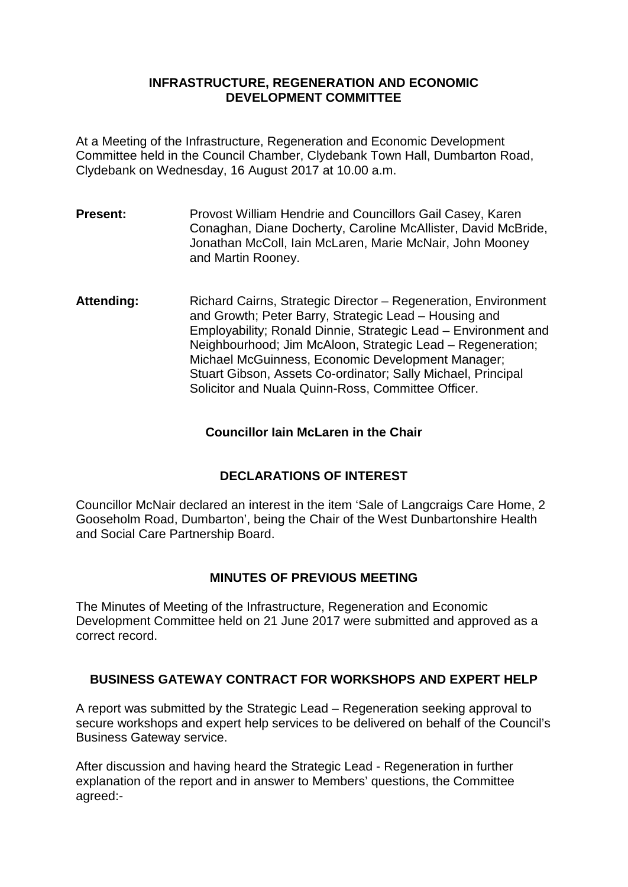# INFRASTRUCTURE, REGENERATION AND ECONOMIC DEVELOPMENT COMMITTEE

At a Meeting of the Infrastructure, Regeneration and Economic Development Committee held in the Council Chamber, Clydebank Town Hall, Dumbarton Road, Clydebank on Wednesday, 16 August 2017 at 10.00 a.m.

**Present:** Provost William Hendrie and Councillors Gail Casey, Karen Conaghan, Diane Docherty, Caroline McAllister, David McBride, Jonathan McColl, Iain McLaren, Marie McNair, John Mooney and Martin Rooney.

**Attending:** Richard Cairns, Strategic Director – Regeneration, Environment and Growth; Peter Barry, Strategic Lead – Housing and Employability; Ronald Dinnie, Strategic Lead – Environment and Neighbourhood; Jim McAloon, Strategic Lead – Regeneration; Michael McGuinness, Economic Development Manager; Stuart Gibson, Assets Co-ordinator; Sally Michael, Principal Solicitor and Nuala Quinn-Ross, Committee Officer.

**Councillor Iain McLaren in the Chair**

## DECLARATIONS OF INTEREST

Councillor McNair declared an interest in the item 'Sale of Langcraigs Care Home, 2 Gooseholm Road, Dumbarton', being the Chair of the West Dunbartonshire Health and Social Care Partnership Board.

## MINUTES OF PREVIOUS MEETING

The Minutes of Meeting of the Infrastructure, Regeneration and Economic Development Committee held on 21 June 2017 were submitted and approved as a correct record.

## BUSINESS GATEWAY CONTRACT FOR WORKSHOPS AND EXPERT HELP

A report was submitted by the Strategic Lead – Regeneration seeking approval to secure workshops and expert help services to be delivered on behalf of the Council's Business Gateway service.

After discussion and having heard the Strategic Lead - Regeneration in further explanation of the report and in answer to Members' questions, the Committee agreed:-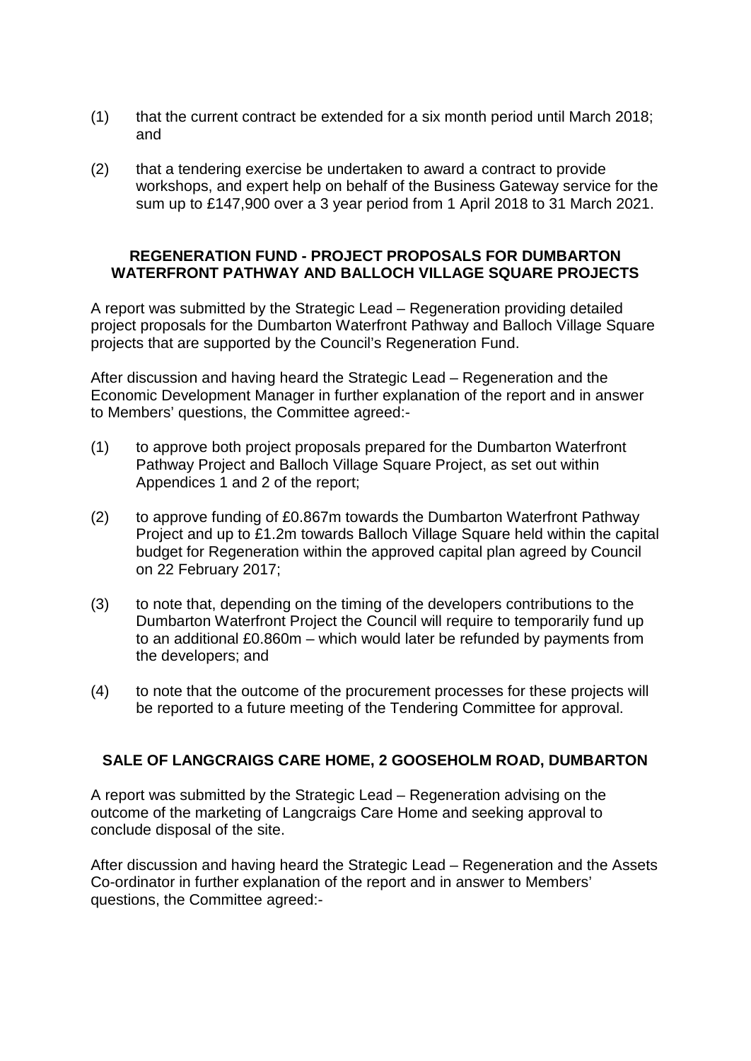(1) that the current contract be extended for a six month period until March 2018; and

(2) that a tendering exercise be undertaken to award a contract to provide workshops, and expert help on behalf of the Business Gateway service for the sum up to £147,900 over a 3 year period from 1 April 2018 to 31 March 2021.

**REGENERATION FUND - PROJECT PROPOSALS FOR DUMBARTON WATERFRONT PATHWAY AND BALLOCH VILLAGE SQUARE PROJECTS**

A report was submitted by the Strategic Lead – Regeneration providing detailed project proposals for the Dumbarton Waterfront Pathway and Balloch Village Square projects that are supported by the Council's Regeneration Fund.

After discussion and having heard the Strategic Lead – Regeneration and the Economic Development Manager in further explanation of the report and in answer to Members' questions, the Committee agreed:-

(1) to approve both project proposals prepared for the Dumbarton Waterfront Pathway Project and Balloch Village Square Project, as set out within Appendices 1 and 2 of the report;

(2) to approve funding of £0.867m towards the Dumbarton Waterfront Pathway Project and up to £1.2m towards Balloch Village Square held within the capital budget for Regeneration within the approved capital plan agreed by Council on 22 February 2017;

(3) to note that, depending on the timing of the developers contributions to the Dumbarton Waterfront Project the Council will require to temporarily fund up to an additional £0.860m – which would later be refunded by payments from the developers; and

(4) to note that the outcome of the procurement processes for these projects will be reported to a future meeting of the Tendering Committee for approval.

**SALE OF LANGCRAIGS CARE HOME, 2 GOOSEHOLM ROAD, DUMBARTON**

A report was submitted by the Strategic Lead – Regeneration advising on the outcome of the marketing of Langcraigs Care Home and seeking approval to conclude disposal of the site.

After discussion and having heard the Strategic Lead – Regeneration and the Assets Co-ordinator in further explanation of the report and in answer to Members' questions, the Committee agreed:-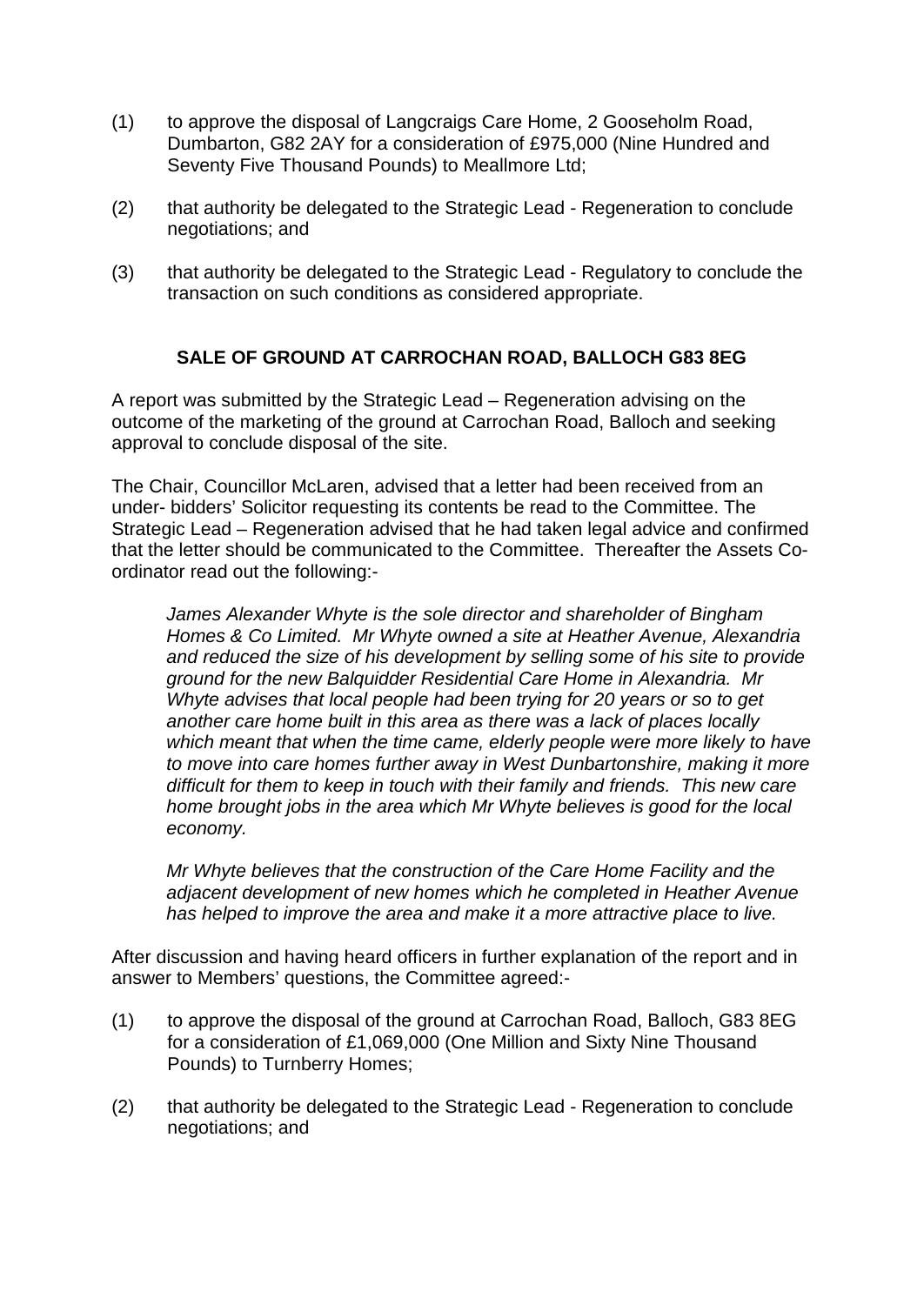(1) to approve the disposal of Langcraigs Care Home, 2 Gooseholm Road, Dumbarton, G82 2AY for a consideration of £975,000 (Nine Hundred and Seventy Five Thousand Pounds) to Meallmore Ltd;

(2) that authority be delegated to the Strategic Lead - Regeneration to conclude negotiations; and

(3) that authority be delegated to the Strategic Lead - Regulatory to conclude the transaction on such conditions as considered appropriate.

### SALE OF GROUND AT CARROCHAN ROAD, BALLOCH G83 8EG

A report was submitted by the Strategic Lead – Regeneration advising on the outcome of the marketing of the ground at Carrochan Road, Balloch and seeking approval to conclude disposal of the site.

The Chair, Councillor McLaren, advised that a letter had been received from an under- bidders' Solicitor requesting its contents be read to the Committee. The Strategic Lead – Regeneration advised that he had taken legal advice and confirmed that the letter should be communicated to the Committee. Thereafter the Assets Co-ordinator read out the following:-

> *James Alexander Whyte is the sole director and shareholder of Bingham Homes & Co Limited. Mr Whyte owned a site at Heather Avenue, Alexandria and reduced the size of his development by selling some of his site to provide ground for the new Balquidder Residential Care Home in Alexandria. Mr Whyte advises that local people had been trying for 20 years or so to get another care home built in this area as there was a lack of places locally which meant that when the time came, elderly people were more likely to have to move into care homes further away in West Dunbartonshire, making it more difficult for them to keep in touch with their family and friends. This new care home brought jobs in the area which Mr Whyte believes is good for the local economy.*
>
> *Mr Whyte believes that the construction of the Care Home Facility and the adjacent development of new homes which he completed in Heather Avenue has helped to improve the area and make it a more attractive place to live.*

After discussion and having heard officers in further explanation of the report and in answer to Members' questions, the Committee agreed:-

(1) to approve the disposal of the ground at Carrochan Road, Balloch, G83 8EG for a consideration of £1,069,000 (One Million and Sixty Nine Thousand Pounds) to Turnberry Homes;

(2) that authority be delegated to the Strategic Lead - Regeneration to conclude negotiations; and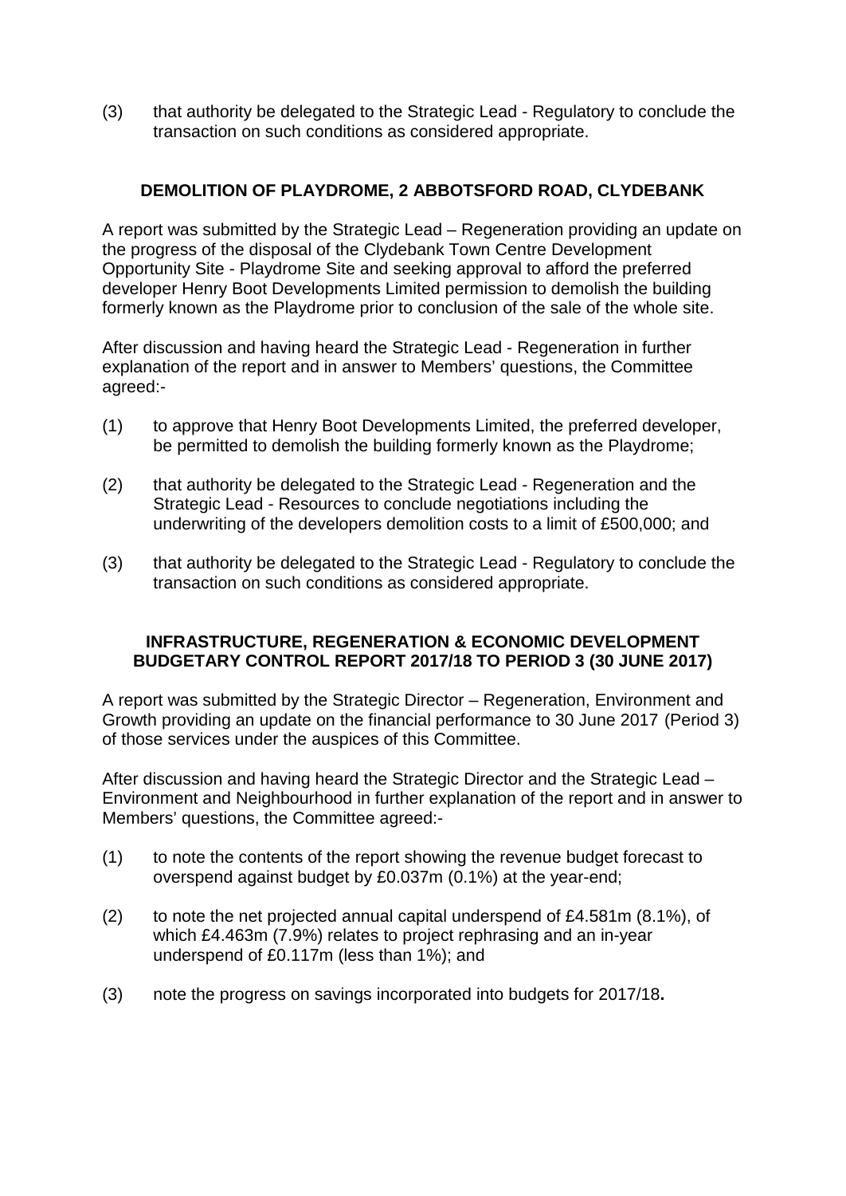(3) that authority be delegated to the Strategic Lead - Regulatory to conclude the transaction on such conditions as considered appropriate.

## DEMOLITION OF PLAYDROME, 2 ABBOTSFORD ROAD, CLYDEBANK

A report was submitted by the Strategic Lead – Regeneration providing an update on the progress of the disposal of the Clydebank Town Centre Development Opportunity Site - Playdrome Site and seeking approval to afford the preferred developer Henry Boot Developments Limited permission to demolish the building formerly known as the Playdrome prior to conclusion of the sale of the whole site.

After discussion and having heard the Strategic Lead - Regeneration in further explanation of the report and in answer to Members' questions, the Committee agreed:-

(1) to approve that Henry Boot Developments Limited, the preferred developer, be permitted to demolish the building formerly known as the Playdrome;

(2) that authority be delegated to the Strategic Lead - Regeneration and the Strategic Lead - Resources to conclude negotiations including the underwriting of the developers demolition costs to a limit of £500,000; and

(3) that authority be delegated to the Strategic Lead - Regulatory to conclude the transaction on such conditions as considered appropriate.

## INFRASTRUCTURE, REGENERATION & ECONOMIC DEVELOPMENT BUDGETARY CONTROL REPORT 2017/18 TO PERIOD 3 (30 JUNE 2017)

A report was submitted by the Strategic Director – Regeneration, Environment and Growth providing an update on the financial performance to 30 June 2017 (Period 3) of those services under the auspices of this Committee.

After discussion and having heard the Strategic Director and the Strategic Lead – Environment and Neighbourhood in further explanation of the report and in answer to Members' questions, the Committee agreed:-

(1) to note the contents of the report showing the revenue budget forecast to overspend against budget by £0.037m (0.1%) at the year-end;

(2) to note the net projected annual capital underspend of £4.581m (8.1%), of which £4.463m (7.9%) relates to project rephrasing and an in-year underspend of £0.117m (less than 1%); and

(3) note the progress on savings incorporated into budgets for 2017/18**.**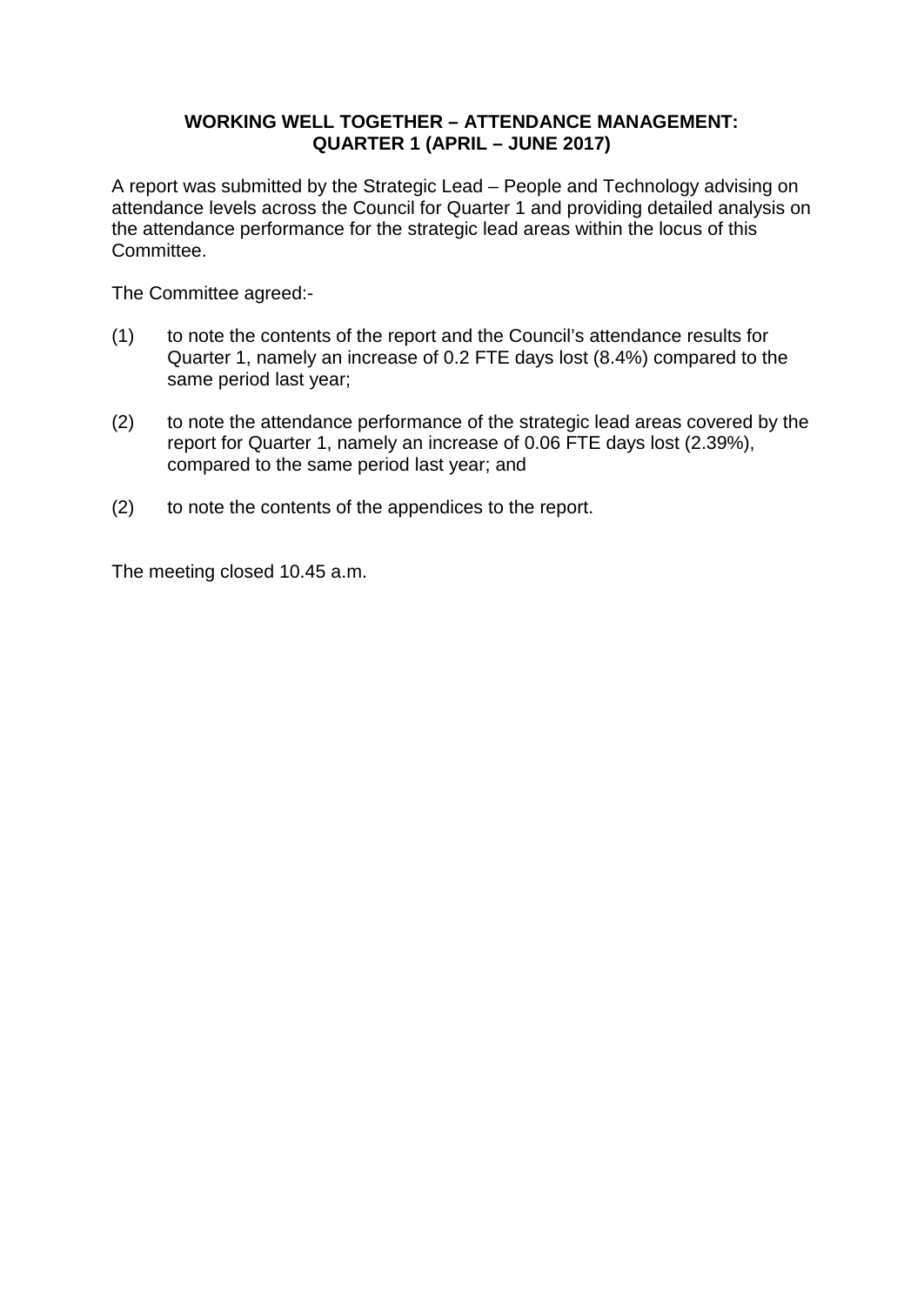## WORKING WELL TOGETHER – ATTENDANCE MANAGEMENT: QUARTER 1 (APRIL – JUNE 2017)

A report was submitted by the Strategic Lead – People and Technology advising on attendance levels across the Council for Quarter 1 and providing detailed analysis on the attendance performance for the strategic lead areas within the locus of this Committee.

The Committee agreed:-

(1) to note the contents of the report and the Council's attendance results for Quarter 1, namely an increase of 0.2 FTE days lost (8.4%) compared to the same period last year;

(2) to note the attendance performance of the strategic lead areas covered by the report for Quarter 1, namely an increase of 0.06 FTE days lost (2.39%), compared to the same period last year; and

(2) to note the contents of the appendices to the report.

The meeting closed 10.45 a.m.